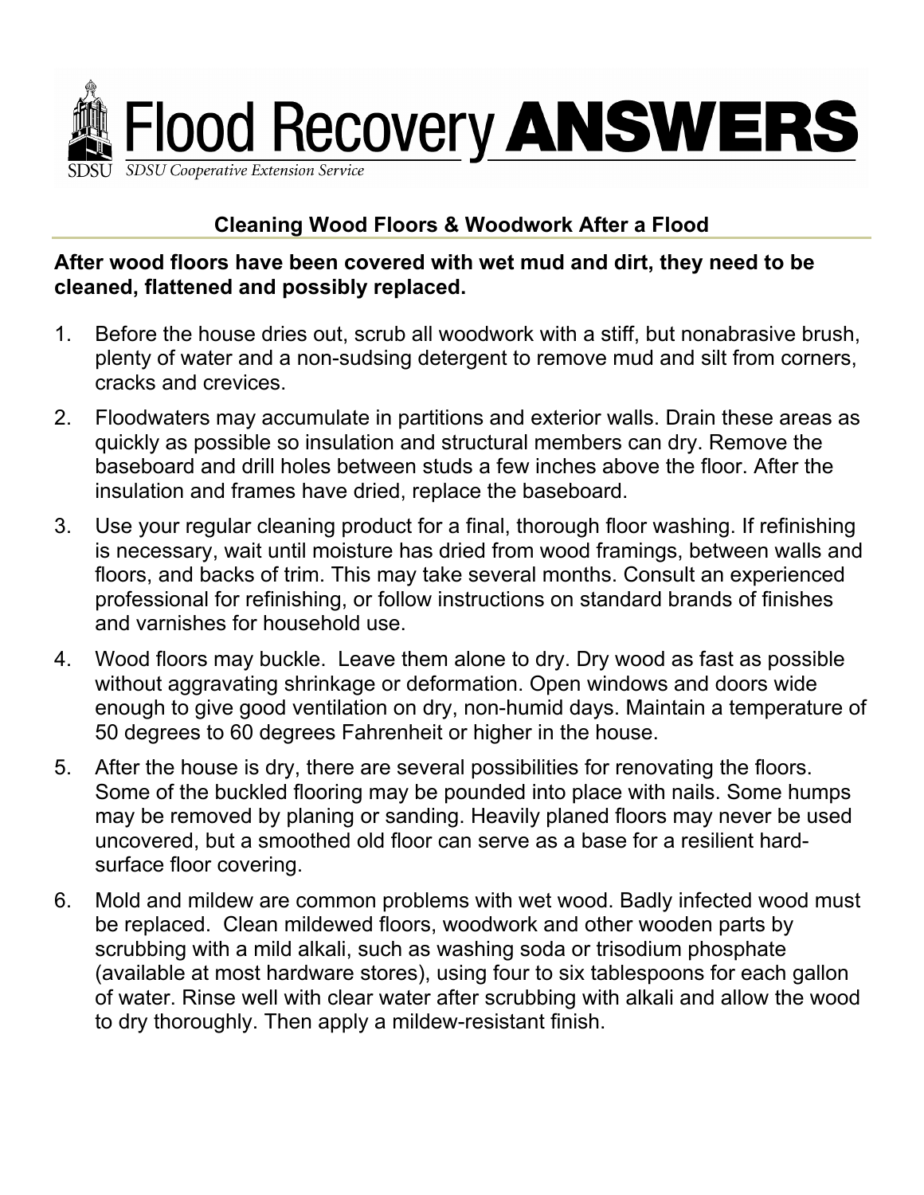# Flood Recovery ANSWERS

SDSU Cooperative Extension Service

## Cleaning Wood Floors & Woodwork After a Flood

**After wood floors have been covered with wet mud and dirt, they need to be cleaned, flattened and possibly replaced.**

1. Before the house dries out, scrub all woodwork with a stiff, but nonabrasive brush, plenty of water and a non-sudsing detergent to remove mud and silt from corners, cracks and crevices.
2. Floodwaters may accumulate in partitions and exterior walls. Drain these areas as quickly as possible so insulation and structural members can dry. Remove the baseboard and drill holes between studs a few inches above the floor. After the insulation and frames have dried, replace the baseboard.
3. Use your regular cleaning product for a final, thorough floor washing. If refinishing is necessary, wait until moisture has dried from wood framings, between walls and floors, and backs of trim. This may take several months. Consult an experienced professional for refinishing, or follow instructions on standard brands of finishes and varnishes for household use.
4. Wood floors may buckle. Leave them alone to dry. Dry wood as fast as possible without aggravating shrinkage or deformation. Open windows and doors wide enough to give good ventilation on dry, non-humid days. Maintain a temperature of 50 degrees to 60 degrees Fahrenheit or higher in the house.
5. After the house is dry, there are several possibilities for renovating the floors. Some of the buckled flooring may be pounded into place with nails. Some humps may be removed by planing or sanding. Heavily planed floors may never be used uncovered, but a smoothed old floor can serve as a base for a resilient hard-surface floor covering.
6. Mold and mildew are common problems with wet wood. Badly infected wood must be replaced. Clean mildewed floors, woodwork and other wooden parts by scrubbing with a mild alkali, such as washing soda or trisodium phosphate (available at most hardware stores), using four to six tablespoons for each gallon of water. Rinse well with clear water after scrubbing with alkali and allow the wood to dry thoroughly. Then apply a mildew-resistant finish.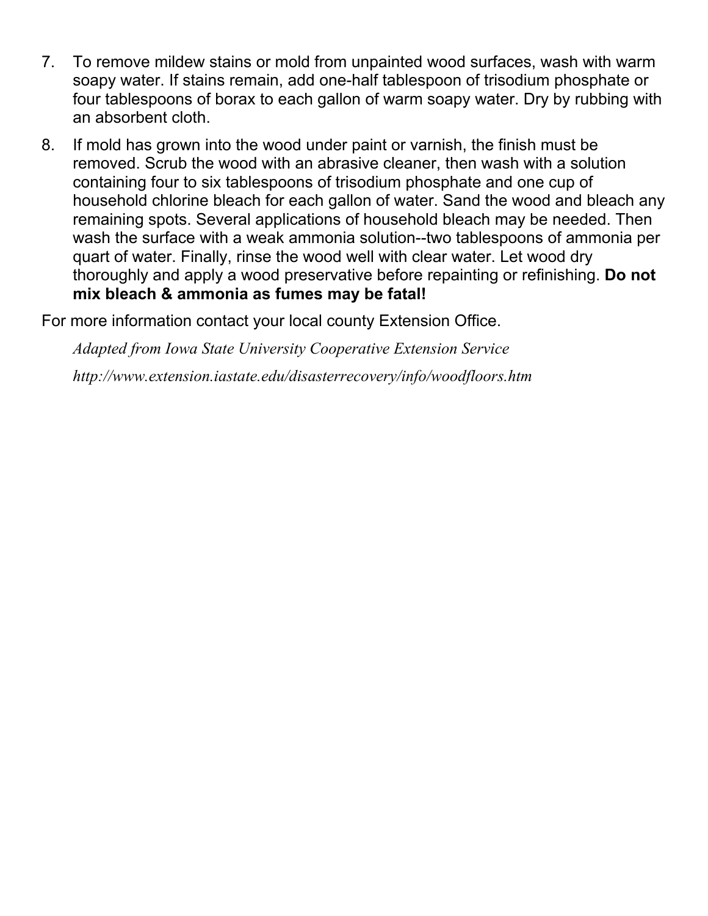7. To remove mildew stains or mold from unpainted wood surfaces, wash with warm soapy water. If stains remain, add one-half tablespoon of trisodium phosphate or four tablespoons of borax to each gallon of warm soapy water. Dry by rubbing with an absorbent cloth.

8. If mold has grown into the wood under paint or varnish, the finish must be removed. Scrub the wood with an abrasive cleaner, then wash with a solution containing four to six tablespoons of trisodium phosphate and one cup of household chlorine bleach for each gallon of water. Sand the wood and bleach any remaining spots. Several applications of household bleach may be needed. Then wash the surface with a weak ammonia solution--two tablespoons of ammonia per quart of water. Finally, rinse the wood well with clear water. Let wood dry thoroughly and apply a wood preservative before repainting or refinishing. **Do not mix bleach & ammonia as fumes may be fatal!**

For more information contact your local county Extension Office.

*Adapted from Iowa State University Cooperative Extension Service*

*http://www.extension.iastate.edu/disasterrecovery/info/woodfloors.htm*